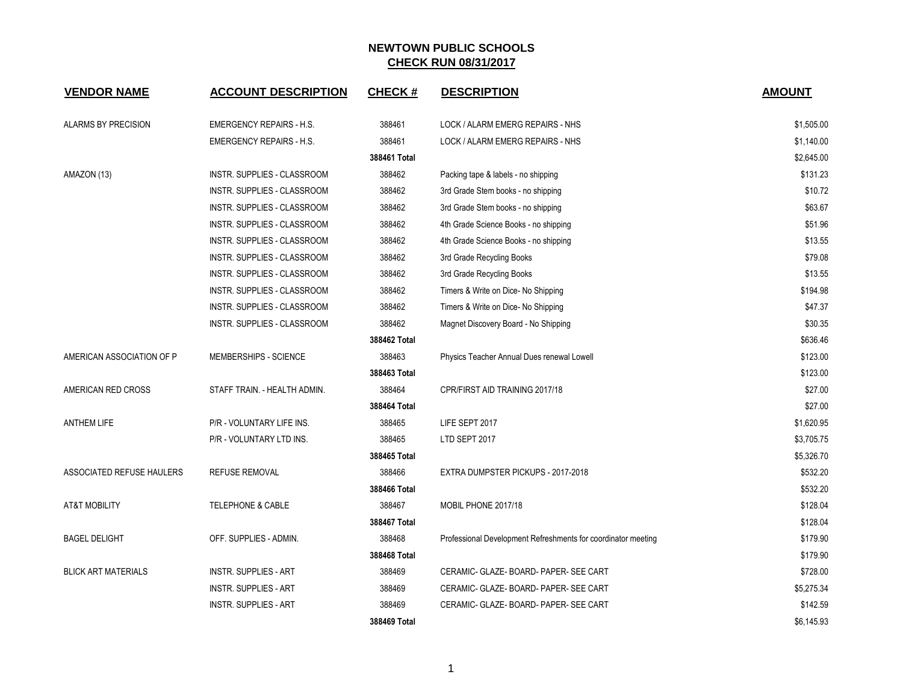# NEWTOWN PUBLIC SCHOOLS
## CHECK RUN 08/31/2017

| VENDOR NAME | ACCOUNT DESCRIPTION | CHECK # | DESCRIPTION | AMOUNT |
|---|---|---|---|---|
| ALARMS BY PRECISION | EMERGENCY REPAIRS - H.S. | 388461 | LOCK / ALARM EMERG REPAIRS - NHS | $1,505.00 |
| | EMERGENCY REPAIRS - H.S. | 388461 | LOCK / ALARM EMERG REPAIRS - NHS | $1,140.00 |
| | | **388461 Total** | | $2,645.00 |
| AMAZON (13) | INSTR. SUPPLIES - CLASSROOM | 388462 | Packing tape & labels - no shipping | $131.23 |
| | INSTR. SUPPLIES - CLASSROOM | 388462 | 3rd Grade Stem books - no shipping | $10.72 |
| | INSTR. SUPPLIES - CLASSROOM | 388462 | 3rd Grade Stem books - no shipping | $63.67 |
| | INSTR. SUPPLIES - CLASSROOM | 388462 | 4th Grade Science Books - no shipping | $51.96 |
| | INSTR. SUPPLIES - CLASSROOM | 388462 | 4th Grade Science Books - no shipping | $13.55 |
| | INSTR. SUPPLIES - CLASSROOM | 388462 | 3rd Grade Recycling Books | $79.08 |
| | INSTR. SUPPLIES - CLASSROOM | 388462 | 3rd Grade Recycling Books | $13.55 |
| | INSTR. SUPPLIES - CLASSROOM | 388462 | Timers & Write on Dice- No Shipping | $194.98 |
| | INSTR. SUPPLIES - CLASSROOM | 388462 | Timers & Write on Dice- No Shipping | $47.37 |
| | INSTR. SUPPLIES - CLASSROOM | 388462 | Magnet Discovery Board - No Shipping | $30.35 |
| | | **388462 Total** | | $636.46 |
| AMERICAN ASSOCIATION OF P | MEMBERSHIPS - SCIENCE | 388463 | Physics Teacher Annual Dues renewal Lowell | $123.00 |
| | | **388463 Total** | | $123.00 |
| AMERICAN RED CROSS | STAFF TRAIN. - HEALTH ADMIN. | 388464 | CPR/FIRST AID TRAINING 2017/18 | $27.00 |
| | | **388464 Total** | | $27.00 |
| ANTHEM LIFE | P/R - VOLUNTARY LIFE INS. | 388465 | LIFE SEPT 2017 | $1,620.95 |
| | P/R - VOLUNTARY LTD INS. | 388465 | LTD SEPT 2017 | $3,705.75 |
| | | **388465 Total** | | $5,326.70 |
| ASSOCIATED REFUSE HAULERS | REFUSE REMOVAL | 388466 | EXTRA DUMPSTER PICKUPS - 2017-2018 | $532.20 |
| | | **388466 Total** | | $532.20 |
| AT&T MOBILITY | TELEPHONE & CABLE | 388467 | MOBIL PHONE 2017/18 | $128.04 |
| | | **388467 Total** | | $128.04 |
| BAGEL DELIGHT | OFF. SUPPLIES - ADMIN. | 388468 | Professional Development Refreshments for coordinator meeting | $179.90 |
| | | **388468 Total** | | $179.90 |
| BLICK ART MATERIALS | INSTR. SUPPLIES - ART | 388469 | CERAMIC- GLAZE- BOARD- PAPER- SEE CART | $728.00 |
| | INSTR. SUPPLIES - ART | 388469 | CERAMIC- GLAZE- BOARD- PAPER- SEE CART | $5,275.34 |
| | INSTR. SUPPLIES - ART | 388469 | CERAMIC- GLAZE- BOARD- PAPER- SEE CART | $142.59 |
| | | **388469 Total** | | $6,145.93 |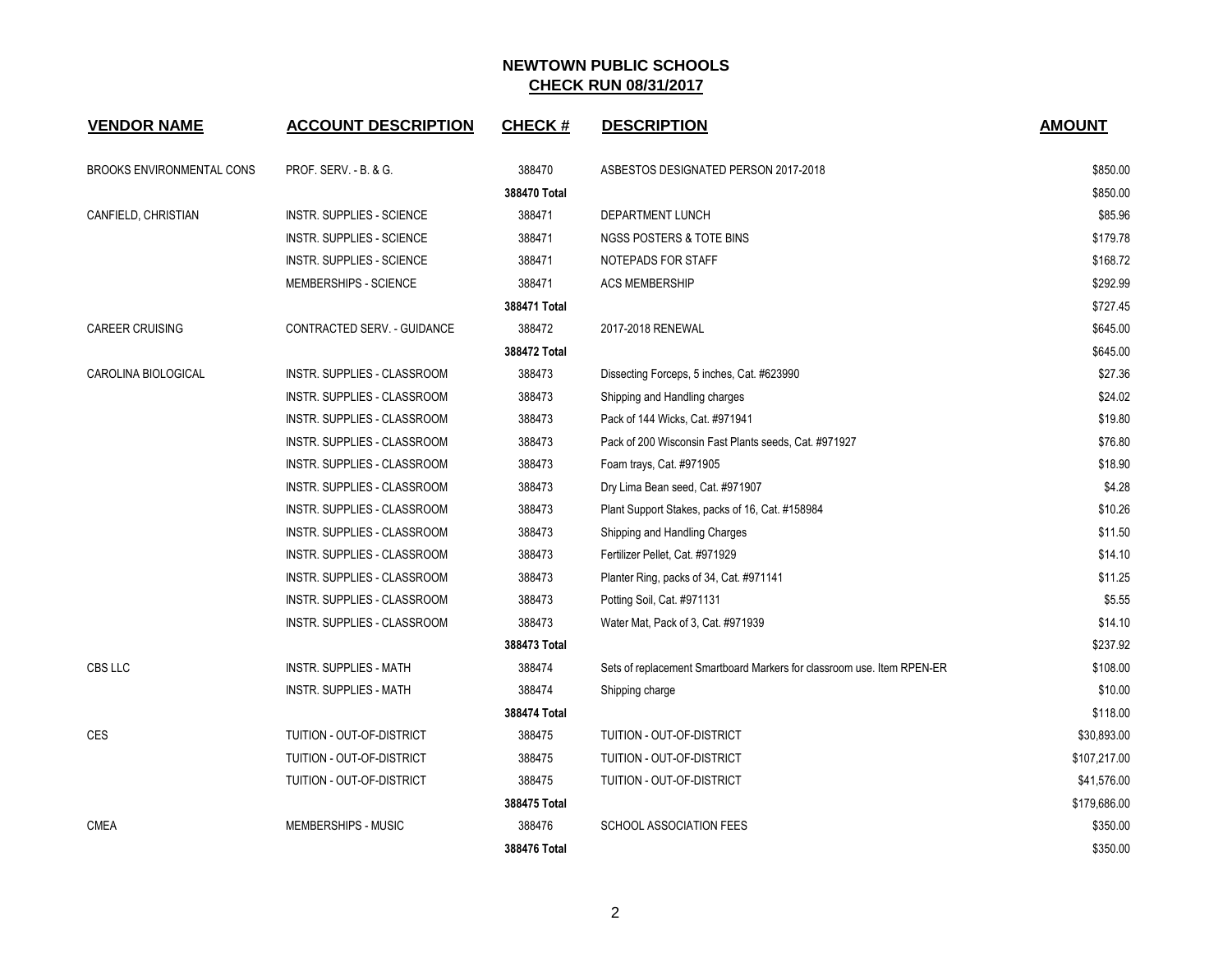# NEWTOWN PUBLIC SCHOOLS

## CHECK RUN 08/31/2017

| VENDOR NAME | ACCOUNT DESCRIPTION | CHECK # | DESCRIPTION | AMOUNT |
|---|---|---|---|---|
| BROOKS ENVIRONMENTAL CONS | PROF. SERV. - B. & G. | 388470 | ASBESTOS DESIGNATED PERSON 2017-2018 | $850.00 |
| | | **388470 Total** | | $850.00 |
| CANFIELD, CHRISTIAN | INSTR. SUPPLIES - SCIENCE | 388471 | DEPARTMENT LUNCH | $85.96 |
| | INSTR. SUPPLIES - SCIENCE | 388471 | NGSS POSTERS & TOTE BINS | $179.78 |
| | INSTR. SUPPLIES - SCIENCE | 388471 | NOTEPADS FOR STAFF | $168.72 |
| | MEMBERSHIPS - SCIENCE | 388471 | ACS MEMBERSHIP | $292.99 |
| | | **388471 Total** | | $727.45 |
| CAREER CRUISING | CONTRACTED SERV. - GUIDANCE | 388472 | 2017-2018 RENEWAL | $645.00 |
| | | **388472 Total** | | $645.00 |
| CAROLINA BIOLOGICAL | INSTR. SUPPLIES - CLASSROOM | 388473 | Dissecting Forceps, 5 inches, Cat. #623990 | $27.36 |
| | INSTR. SUPPLIES - CLASSROOM | 388473 | Shipping and Handling charges | $24.02 |
| | INSTR. SUPPLIES - CLASSROOM | 388473 | Pack of 144 Wicks, Cat. #971941 | $19.80 |
| | INSTR. SUPPLIES - CLASSROOM | 388473 | Pack of 200 Wisconsin Fast Plants seeds, Cat. #971927 | $76.80 |
| | INSTR. SUPPLIES - CLASSROOM | 388473 | Foam trays, Cat. #971905 | $18.90 |
| | INSTR. SUPPLIES - CLASSROOM | 388473 | Dry Lima Bean seed, Cat. #971907 | $4.28 |
| | INSTR. SUPPLIES - CLASSROOM | 388473 | Plant Support Stakes, packs of 16, Cat. #158984 | $10.26 |
| | INSTR. SUPPLIES - CLASSROOM | 388473 | Shipping and Handling Charges | $11.50 |
| | INSTR. SUPPLIES - CLASSROOM | 388473 | Fertilizer Pellet, Cat. #971929 | $14.10 |
| | INSTR. SUPPLIES - CLASSROOM | 388473 | Planter Ring, packs of 34, Cat. #971141 | $11.25 |
| | INSTR. SUPPLIES - CLASSROOM | 388473 | Potting Soil, Cat. #971131 | $5.55 |
| | INSTR. SUPPLIES - CLASSROOM | 388473 | Water Mat, Pack of 3, Cat. #971939 | $14.10 |
| | | **388473 Total** | | $237.92 |
| CBS LLC | INSTR. SUPPLIES - MATH | 388474 | Sets of replacement Smartboard Markers for classroom use. Item RPEN-ER | $108.00 |
| | INSTR. SUPPLIES - MATH | 388474 | Shipping charge | $10.00 |
| | | **388474 Total** | | $118.00 |
| CES | TUITION - OUT-OF-DISTRICT | 388475 | TUITION - OUT-OF-DISTRICT | $30,893.00 |
| | TUITION - OUT-OF-DISTRICT | 388475 | TUITION - OUT-OF-DISTRICT | $107,217.00 |
| | TUITION - OUT-OF-DISTRICT | 388475 | TUITION - OUT-OF-DISTRICT | $41,576.00 |
| | | **388475 Total** | | $179,686.00 |
| CMEA | MEMBERSHIPS - MUSIC | 388476 | SCHOOL ASSOCIATION FEES | $350.00 |
| | | **388476 Total** | | $350.00 |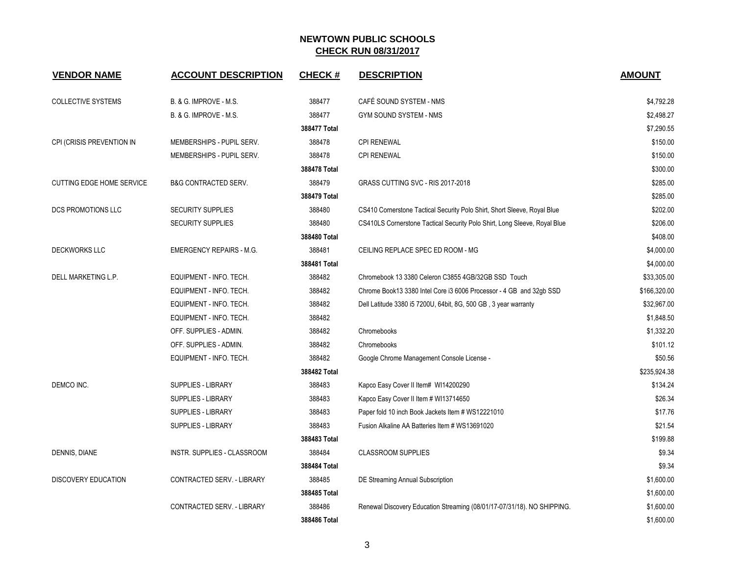# NEWTOWN PUBLIC SCHOOLS
## CHECK RUN 08/31/2017

| VENDOR NAME | ACCOUNT DESCRIPTION | CHECK # | DESCRIPTION | AMOUNT |
|---|---|---|---|---|
| COLLECTIVE SYSTEMS | B. & G. IMPROVE - M.S. | 388477 | CAFÉ SOUND SYSTEM - NMS | $4,792.28 |
| | B. & G. IMPROVE - M.S. | 388477 | GYM SOUND SYSTEM - NMS | $2,498.27 |
| | | **388477 Total** | | $7,290.55 |
| CPI (CRISIS PREVENTION IN | MEMBERSHIPS - PUPIL SERV. | 388478 | CPI RENEWAL | $150.00 |
| | MEMBERSHIPS - PUPIL SERV. | 388478 | CPI RENEWAL | $150.00 |
| | | **388478 Total** | | $300.00 |
| CUTTING EDGE HOME SERVICE | B&G CONTRACTED SERV. | 388479 | GRASS CUTTING SVC - RIS 2017-2018 | $285.00 |
| | | **388479 Total** | | $285.00 |
| DCS PROMOTIONS LLC | SECURITY SUPPLIES | 388480 | CS410 Cornerstone Tactical Security Polo Shirt, Short Sleeve, Royal Blue | $202.00 |
| | SECURITY SUPPLIES | 388480 | CS410LS Cornerstone Tactical Security Polo Shirt, Long Sleeve, Royal Blue | $206.00 |
| | | **388480 Total** | | $408.00 |
| DECKWORKS LLC | EMERGENCY REPAIRS - M.G. | 388481 | CEILING REPLACE SPEC ED ROOM - MG | $4,000.00 |
| | | **388481 Total** | | $4,000.00 |
| DELL MARKETING L.P. | EQUIPMENT - INFO. TECH. | 388482 | Chromebook 13 3380 Celeron C3855 4GB/32GB SSD Touch | $33,305.00 |
| | EQUIPMENT - INFO. TECH. | 388482 | Chrome Book13 3380 Intel Core i3 6006 Processor - 4 GB and 32gb SSD | $166,320.00 |
| | EQUIPMENT - INFO. TECH. | 388482 | Dell Latitude 3380 i5 7200U, 64bit, 8G, 500 GB , 3 year warranty | $32,967.00 |
| | EQUIPMENT - INFO. TECH. | 388482 | | $1,848.50 |
| | OFF. SUPPLIES - ADMIN. | 388482 | Chromebooks | $1,332.20 |
| | OFF. SUPPLIES - ADMIN. | 388482 | Chromebooks | $101.12 |
| | EQUIPMENT - INFO. TECH. | 388482 | Google Chrome Management Console License - | $50.56 |
| | | **388482 Total** | | $235,924.38 |
| DEMCO INC. | SUPPLIES - LIBRARY | 388483 | Kapco Easy Cover II Item# WI14200290 | $134.24 |
| | SUPPLIES - LIBRARY | 388483 | Kapco Easy Cover II Item # WI13714650 | $26.34 |
| | SUPPLIES - LIBRARY | 388483 | Paper fold 10 inch Book Jackets Item # WS12221010 | $17.76 |
| | SUPPLIES - LIBRARY | 388483 | Fusion Alkaline AA Batteries Item # WS13691020 | $21.54 |
| | | **388483 Total** | | $199.88 |
| DENNIS, DIANE | INSTR. SUPPLIES - CLASSROOM | 388484 | CLASSROOM SUPPLIES | $9.34 |
| | | **388484 Total** | | $9.34 |
| DISCOVERY EDUCATION | CONTRACTED SERV. - LIBRARY | 388485 | DE Streaming Annual Subscription | $1,600.00 |
| | | **388485 Total** | | $1,600.00 |
| | CONTRACTED SERV. - LIBRARY | 388486 | Renewal Discovery Education Streaming (08/01/17-07/31/18). NO SHIPPING. | $1,600.00 |
| | | **388486 Total** | | $1,600.00 |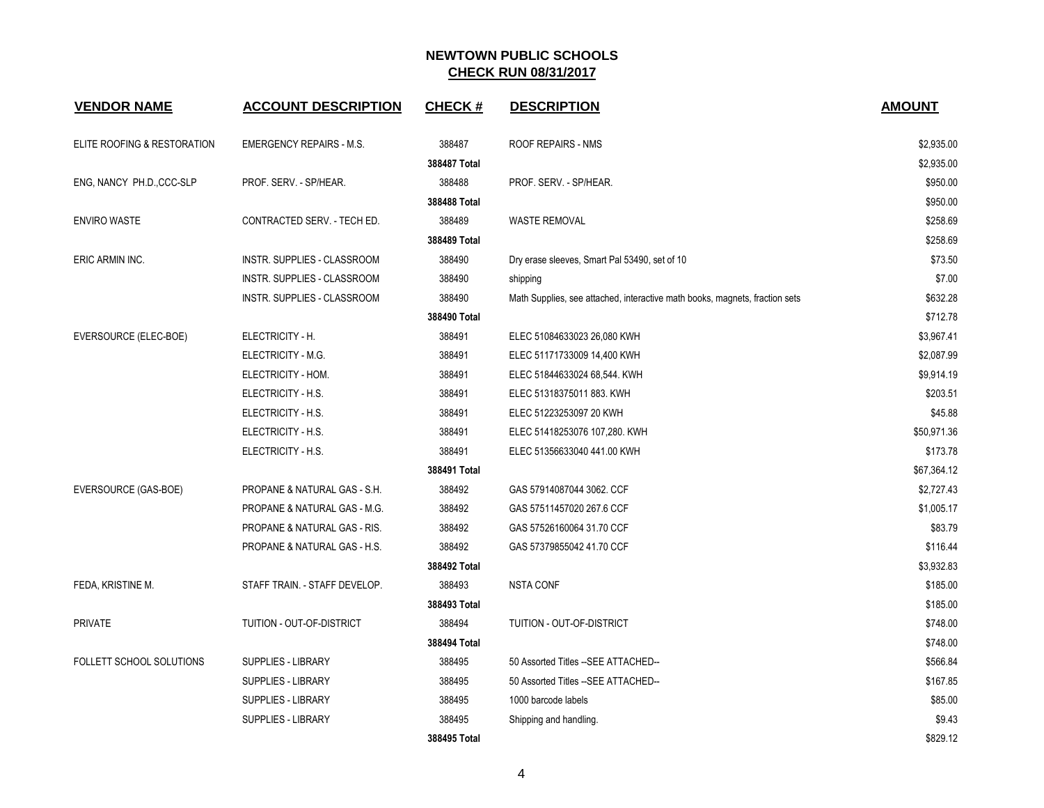# NEWTOWN PUBLIC SCHOOLS
## CHECK RUN 08/31/2017

| VENDOR NAME | ACCOUNT DESCRIPTION | CHECK # | DESCRIPTION | AMOUNT |
|---|---|---|---|---|
| ELITE ROOFING & RESTORATION | EMERGENCY REPAIRS - M.S. | 388487 | ROOF REPAIRS - NMS | $2,935.00 |
| | | **388487 Total** | | $2,935.00 |
| ENG, NANCY PH.D.,CCC-SLP | PROF. SERV. - SP/HEAR. | 388488 | PROF. SERV. - SP/HEAR. | $950.00 |
| | | **388488 Total** | | $950.00 |
| ENVIRO WASTE | CONTRACTED SERV. - TECH ED. | 388489 | WASTE REMOVAL | $258.69 |
| | | **388489 Total** | | $258.69 |
| ERIC ARMIN INC. | INSTR. SUPPLIES - CLASSROOM | 388490 | Dry erase sleeves, Smart Pal 53490, set of 10 | $73.50 |
| | INSTR. SUPPLIES - CLASSROOM | 388490 | shipping | $7.00 |
| | INSTR. SUPPLIES - CLASSROOM | 388490 | Math Supplies, see attached, interactive math books, magnets, fraction sets | $632.28 |
| | | **388490 Total** | | $712.78 |
| EVERSOURCE (ELEC-BOE) | ELECTRICITY - H. | 388491 | ELEC 51084633023 26,080 KWH | $3,967.41 |
| | ELECTRICITY - M.G. | 388491 | ELEC 51171733009 14,400 KWH | $2,087.99 |
| | ELECTRICITY - HOM. | 388491 | ELEC 51844633024 68,544. KWH | $9,914.19 |
| | ELECTRICITY - H.S. | 388491 | ELEC 51318375011 883. KWH | $203.51 |
| | ELECTRICITY - H.S. | 388491 | ELEC 51223253097 20 KWH | $45.88 |
| | ELECTRICITY - H.S. | 388491 | ELEC 51418253076 107,280. KWH | $50,971.36 |
| | ELECTRICITY - H.S. | 388491 | ELEC 51356633040 441.00 KWH | $173.78 |
| | | **388491 Total** | | $67,364.12 |
| EVERSOURCE (GAS-BOE) | PROPANE & NATURAL GAS - S.H. | 388492 | GAS 57914087044 3062. CCF | $2,727.43 |
| | PROPANE & NATURAL GAS - M.G. | 388492 | GAS 57511457020 267.6 CCF | $1,005.17 |
| | PROPANE & NATURAL GAS - RIS. | 388492 | GAS 57526160064 31.70 CCF | $83.79 |
| | PROPANE & NATURAL GAS - H.S. | 388492 | GAS 57379855042 41.70 CCF | $116.44 |
| | | **388492 Total** | | $3,932.83 |
| FEDA, KRISTINE M. | STAFF TRAIN. - STAFF DEVELOP. | 388493 | NSTA CONF | $185.00 |
| | | **388493 Total** | | $185.00 |
| PRIVATE | TUITION - OUT-OF-DISTRICT | 388494 | TUITION - OUT-OF-DISTRICT | $748.00 |
| | | **388494 Total** | | $748.00 |
| FOLLETT SCHOOL SOLUTIONS | SUPPLIES - LIBRARY | 388495 | 50 Assorted Titles --SEE ATTACHED-- | $566.84 |
| | SUPPLIES - LIBRARY | 388495 | 50 Assorted Titles --SEE ATTACHED-- | $167.85 |
| | SUPPLIES - LIBRARY | 388495 | 1000 barcode labels | $85.00 |
| | SUPPLIES - LIBRARY | 388495 | Shipping and handling. | $9.43 |
| | | **388495 Total** | | $829.12 |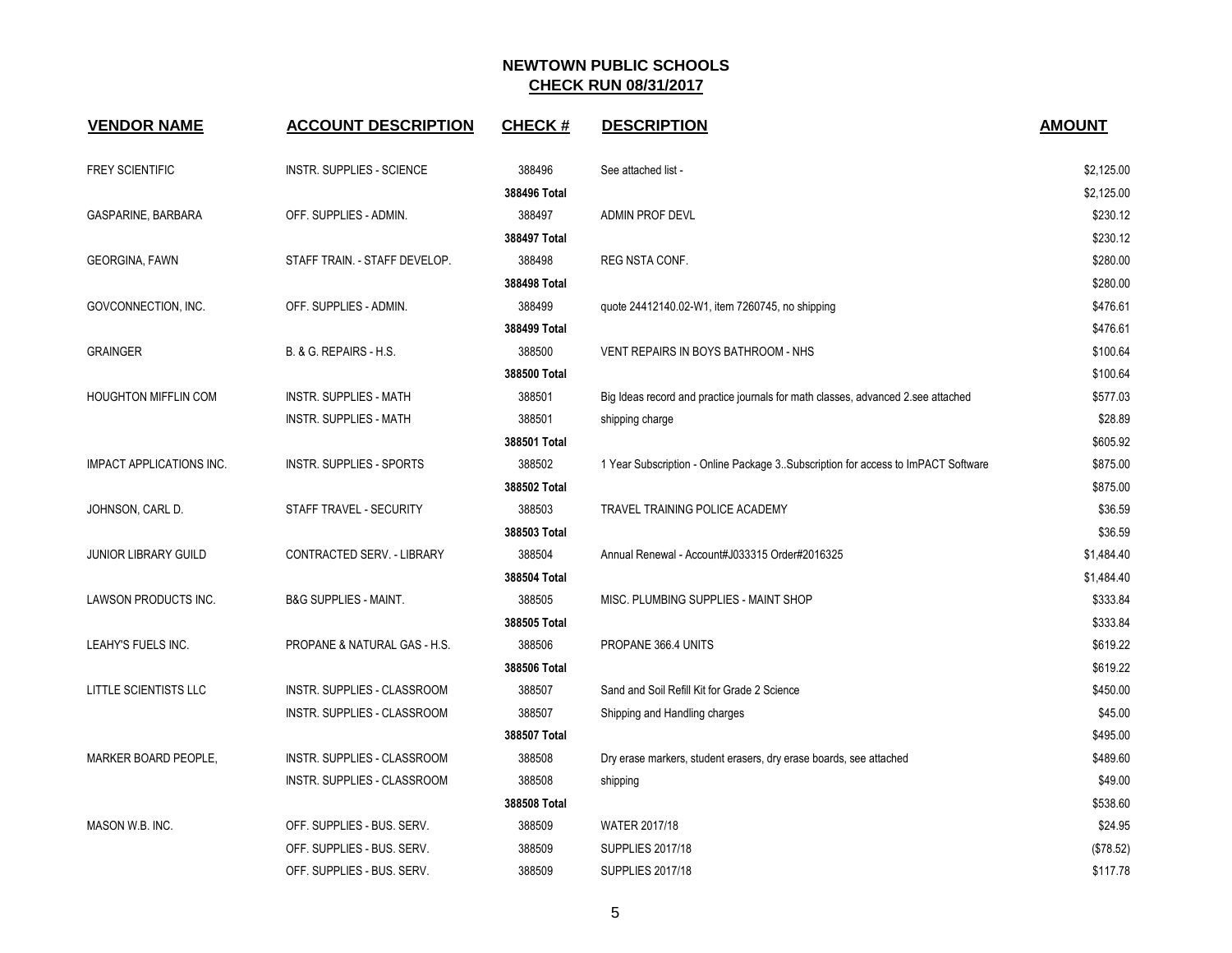# NEWTOWN PUBLIC SCHOOLS
## CHECK RUN 08/31/2017

| VENDOR NAME | ACCOUNT DESCRIPTION | CHECK # | DESCRIPTION | AMOUNT |
|---|---|---|---|---|
| FREY SCIENTIFIC | INSTR. SUPPLIES - SCIENCE | 388496 | See attached list - | $2,125.00 |
| | | **388496 Total** | | $2,125.00 |
| GASPARINE, BARBARA | OFF. SUPPLIES - ADMIN. | 388497 | ADMIN PROF DEVL | $230.12 |
| | | **388497 Total** | | $230.12 |
| GEORGINA, FAWN | STAFF TRAIN. - STAFF DEVELOP. | 388498 | REG NSTA CONF. | $280.00 |
| | | **388498 Total** | | $280.00 |
| GOVCONNECTION, INC. | OFF. SUPPLIES - ADMIN. | 388499 | quote 24412140.02-W1, item 7260745, no shipping | $476.61 |
| | | **388499 Total** | | $476.61 |
| GRAINGER | B. & G. REPAIRS - H.S. | 388500 | VENT REPAIRS IN BOYS BATHROOM - NHS | $100.64 |
| | | **388500 Total** | | $100.64 |
| HOUGHTON MIFFLIN COM | INSTR. SUPPLIES - MATH | 388501 | Big Ideas record and practice journals for math classes, advanced 2.see attached | $577.03 |
| | INSTR. SUPPLIES - MATH | 388501 | shipping charge | $28.89 |
| | | **388501 Total** | | $605.92 |
| IMPACT APPLICATIONS INC. | INSTR. SUPPLIES - SPORTS | 388502 | 1 Year Subscription - Online Package 3..Subscription for access to ImPACT Software | $875.00 |
| | | **388502 Total** | | $875.00 |
| JOHNSON, CARL D. | STAFF TRAVEL - SECURITY | 388503 | TRAVEL TRAINING POLICE ACADEMY | $36.59 |
| | | **388503 Total** | | $36.59 |
| JUNIOR LIBRARY GUILD | CONTRACTED SERV. - LIBRARY | 388504 | Annual Renewal - Account#J033315 Order#2016325 | $1,484.40 |
| | | **388504 Total** | | $1,484.40 |
| LAWSON PRODUCTS INC. | B&G SUPPLIES - MAINT. | 388505 | MISC. PLUMBING SUPPLIES - MAINT SHOP | $333.84 |
| | | **388505 Total** | | $333.84 |
| LEAHY'S FUELS INC. | PROPANE & NATURAL GAS - H.S. | 388506 | PROPANE 366.4 UNITS | $619.22 |
| | | **388506 Total** | | $619.22 |
| LITTLE SCIENTISTS LLC | INSTR. SUPPLIES - CLASSROOM | 388507 | Sand and Soil Refill Kit for Grade 2 Science | $450.00 |
| | INSTR. SUPPLIES - CLASSROOM | 388507 | Shipping and Handling charges | $45.00 |
| | | **388507 Total** | | $495.00 |
| MARKER BOARD PEOPLE, | INSTR. SUPPLIES - CLASSROOM | 388508 | Dry erase markers, student erasers, dry erase boards, see attached | $489.60 |
| | INSTR. SUPPLIES - CLASSROOM | 388508 | shipping | $49.00 |
| | | **388508 Total** | | $538.60 |
| MASON W.B. INC. | OFF. SUPPLIES - BUS. SERV. | 388509 | WATER 2017/18 | $24.95 |
| | OFF. SUPPLIES - BUS. SERV. | 388509 | SUPPLIES 2017/18 | ($78.52) |
| | OFF. SUPPLIES - BUS. SERV. | 388509 | SUPPLIES 2017/18 | $117.78 |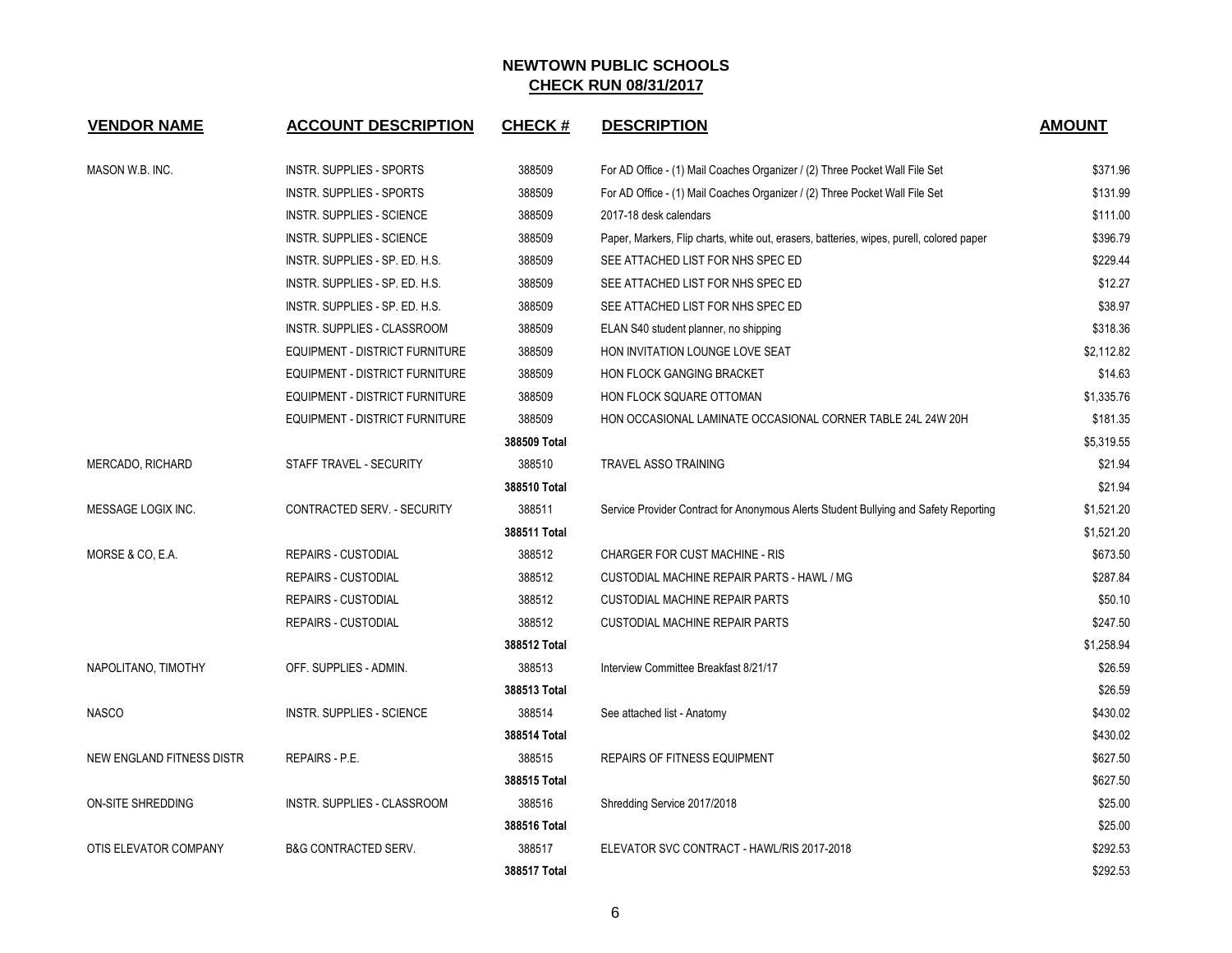# NEWTOWN PUBLIC SCHOOLS
## CHECK RUN 08/31/2017

| VENDOR NAME | ACCOUNT DESCRIPTION | CHECK # | DESCRIPTION | AMOUNT |
|---|---|---|---|---|
| MASON W.B. INC. | INSTR. SUPPLIES - SPORTS | 388509 | For AD Office - (1) Mail Coaches Organizer / (2) Three Pocket Wall File Set | $371.96 |
| | INSTR. SUPPLIES - SPORTS | 388509 | For AD Office - (1) Mail Coaches Organizer / (2) Three Pocket Wall File Set | $131.99 |
| | INSTR. SUPPLIES - SCIENCE | 388509 | 2017-18 desk calendars | $111.00 |
| | INSTR. SUPPLIES - SCIENCE | 388509 | Paper, Markers, Flip charts, white out, erasers, batteries, wipes, purell, colored paper | $396.79 |
| | INSTR. SUPPLIES - SP. ED. H.S. | 388509 | SEE ATTACHED LIST FOR NHS SPEC ED | $229.44 |
| | INSTR. SUPPLIES - SP. ED. H.S. | 388509 | SEE ATTACHED LIST FOR NHS SPEC ED | $12.27 |
| | INSTR. SUPPLIES - SP. ED. H.S. | 388509 | SEE ATTACHED LIST FOR NHS SPEC ED | $38.97 |
| | INSTR. SUPPLIES - CLASSROOM | 388509 | ELAN S40 student planner, no shipping | $318.36 |
| | EQUIPMENT - DISTRICT FURNITURE | 388509 | HON INVITATION LOUNGE LOVE SEAT | $2,112.82 |
| | EQUIPMENT - DISTRICT FURNITURE | 388509 | HON FLOCK GANGING BRACKET | $14.63 |
| | EQUIPMENT - DISTRICT FURNITURE | 388509 | HON FLOCK SQUARE OTTOMAN | $1,335.76 |
| | EQUIPMENT - DISTRICT FURNITURE | 388509 | HON OCCASIONAL LAMINATE OCCASIONAL CORNER TABLE 24L 24W 20H | $181.35 |
| | | **388509 Total** | | $5,319.55 |
| MERCADO, RICHARD | STAFF TRAVEL - SECURITY | 388510 | TRAVEL ASSO TRAINING | $21.94 |
| | | **388510 Total** | | $21.94 |
| MESSAGE LOGIX INC. | CONTRACTED SERV. - SECURITY | 388511 | Service Provider Contract for Anonymous Alerts Student Bullying and Safety Reporting | $1,521.20 |
| | | **388511 Total** | | $1,521.20 |
| MORSE & CO, E.A. | REPAIRS - CUSTODIAL | 388512 | CHARGER FOR CUST MACHINE - RIS | $673.50 |
| | REPAIRS - CUSTODIAL | 388512 | CUSTODIAL MACHINE REPAIR PARTS - HAWL / MG | $287.84 |
| | REPAIRS - CUSTODIAL | 388512 | CUSTODIAL MACHINE REPAIR PARTS | $50.10 |
| | REPAIRS - CUSTODIAL | 388512 | CUSTODIAL MACHINE REPAIR PARTS | $247.50 |
| | | **388512 Total** | | $1,258.94 |
| NAPOLITANO, TIMOTHY | OFF. SUPPLIES - ADMIN. | 388513 | Interview Committee Breakfast 8/21/17 | $26.59 |
| | | **388513 Total** | | $26.59 |
| NASCO | INSTR. SUPPLIES - SCIENCE | 388514 | See attached list - Anatomy | $430.02 |
| | | **388514 Total** | | $430.02 |
| NEW ENGLAND FITNESS DISTR | REPAIRS - P.E. | 388515 | REPAIRS OF FITNESS EQUIPMENT | $627.50 |
| | | **388515 Total** | | $627.50 |
| ON-SITE SHREDDING | INSTR. SUPPLIES - CLASSROOM | 388516 | Shredding Service 2017/2018 | $25.00 |
| | | **388516 Total** | | $25.00 |
| OTIS ELEVATOR COMPANY | B&G CONTRACTED SERV. | 388517 | ELEVATOR SVC CONTRACT - HAWL/RIS 2017-2018 | $292.53 |
| | | **388517 Total** | | $292.53 |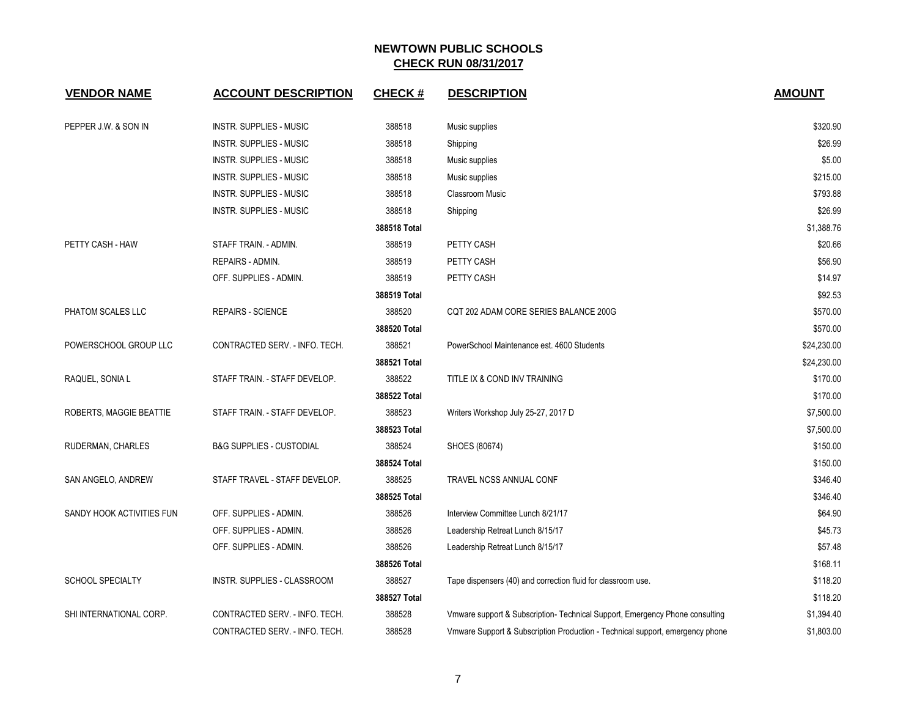# NEWTOWN PUBLIC SCHOOLS

## CHECK RUN 08/31/2017

| VENDOR NAME | ACCOUNT DESCRIPTION | CHECK # | DESCRIPTION | AMOUNT |
|---|---|---|---|---|
| PEPPER J.W. & SON IN | INSTR. SUPPLIES - MUSIC | 388518 | Music supplies | $320.90 |
| | INSTR. SUPPLIES - MUSIC | 388518 | Shipping | $26.99 |
| | INSTR. SUPPLIES - MUSIC | 388518 | Music supplies | $5.00 |
| | INSTR. SUPPLIES - MUSIC | 388518 | Music supplies | $215.00 |
| | INSTR. SUPPLIES - MUSIC | 388518 | Classroom Music | $793.88 |
| | INSTR. SUPPLIES - MUSIC | 388518 | Shipping | $26.99 |
| | | **388518 Total** | | $1,388.76 |
| PETTY CASH - HAW | STAFF TRAIN. - ADMIN. | 388519 | PETTY CASH | $20.66 |
| | REPAIRS - ADMIN. | 388519 | PETTY CASH | $56.90 |
| | OFF. SUPPLIES - ADMIN. | 388519 | PETTY CASH | $14.97 |
| | | **388519 Total** | | $92.53 |
| PHATOM SCALES LLC | REPAIRS - SCIENCE | 388520 | CQT 202 ADAM CORE SERIES BALANCE 200G | $570.00 |
| | | **388520 Total** | | $570.00 |
| POWERSCHOOL GROUP LLC | CONTRACTED SERV. - INFO. TECH. | 388521 | PowerSchool Maintenance est. 4600 Students | $24,230.00 |
| | | **388521 Total** | | $24,230.00 |
| RAQUEL, SONIA L | STAFF TRAIN. - STAFF DEVELOP. | 388522 | TITLE IX & COND INV TRAINING | $170.00 |
| | | **388522 Total** | | $170.00 |
| ROBERTS, MAGGIE BEATTIE | STAFF TRAIN. - STAFF DEVELOP. | 388523 | Writers Workshop July 25-27, 2017 D | $7,500.00 |
| | | **388523 Total** | | $7,500.00 |
| RUDERMAN, CHARLES | B&G SUPPLIES - CUSTODIAL | 388524 | SHOES (80674) | $150.00 |
| | | **388524 Total** | | $150.00 |
| SAN ANGELO, ANDREW | STAFF TRAVEL - STAFF DEVELOP. | 388525 | TRAVEL NCSS ANNUAL CONF | $346.40 |
| | | **388525 Total** | | $346.40 |
| SANDY HOOK ACTIVITIES FUN | OFF. SUPPLIES - ADMIN. | 388526 | Interview Committee Lunch 8/21/17 | $64.90 |
| | OFF. SUPPLIES - ADMIN. | 388526 | Leadership Retreat Lunch 8/15/17 | $45.73 |
| | OFF. SUPPLIES - ADMIN. | 388526 | Leadership Retreat Lunch 8/15/17 | $57.48 |
| | | **388526 Total** | | $168.11 |
| SCHOOL SPECIALTY | INSTR. SUPPLIES - CLASSROOM | 388527 | Tape dispensers (40) and correction fluid for classroom use. | $118.20 |
| | | **388527 Total** | | $118.20 |
| SHI INTERNATIONAL CORP. | CONTRACTED SERV. - INFO. TECH. | 388528 | Vmware support & Subscription- Technical Support, Emergency Phone consulting | $1,394.40 |
| | CONTRACTED SERV. - INFO. TECH. | 388528 | Vmware Support & Subscription Production - Technical support, emergency phone | $1,803.00 |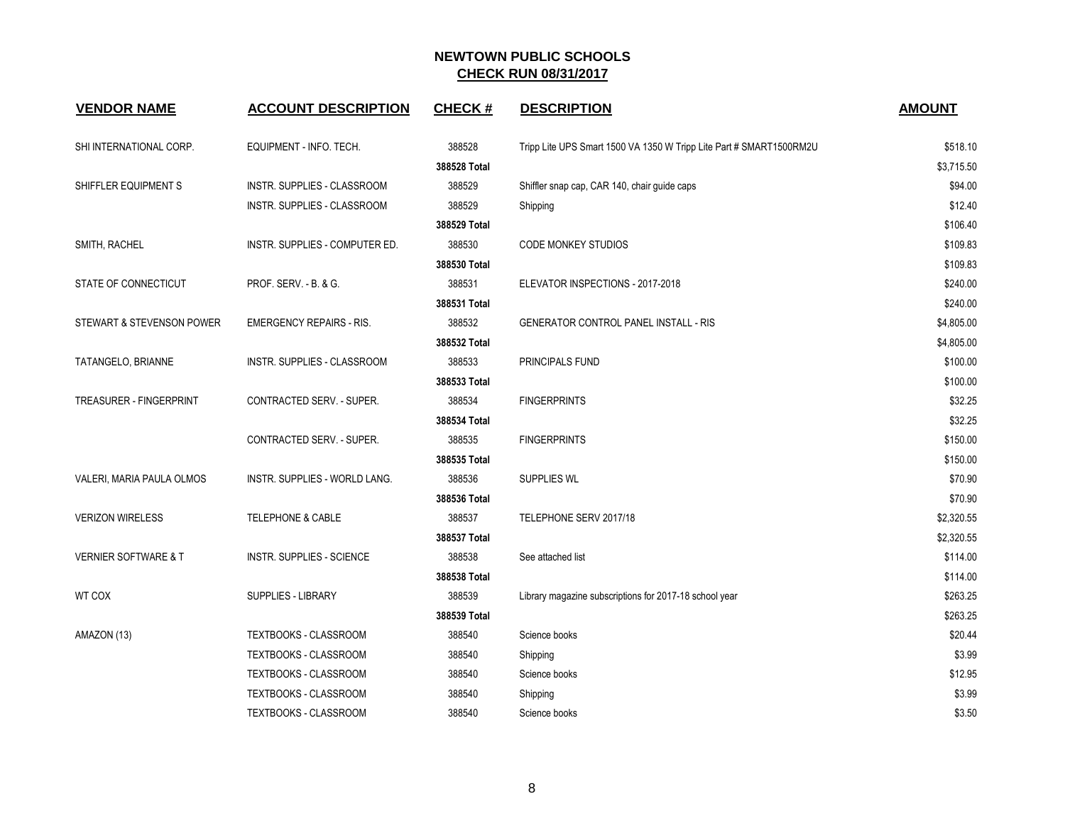**NEWTOWN PUBLIC SCHOOLS**
**CHECK RUN 08/31/2017**

| VENDOR NAME | ACCOUNT DESCRIPTION | CHECK # | DESCRIPTION | AMOUNT |
|---|---|---|---|---|
| SHI INTERNATIONAL CORP. | EQUIPMENT - INFO. TECH. | 388528 | Tripp Lite UPS Smart 1500 VA 1350 W Tripp Lite Part # SMART1500RM2U | $518.10 |
| | | **388528 Total** | | $3,715.50 |
| SHIFFLER EQUIPMENT S | INSTR. SUPPLIES - CLASSROOM | 388529 | Shiffler snap cap, CAR 140, chair guide caps | $94.00 |
| | INSTR. SUPPLIES - CLASSROOM | 388529 | Shipping | $12.40 |
| | | **388529 Total** | | $106.40 |
| SMITH, RACHEL | INSTR. SUPPLIES - COMPUTER ED. | 388530 | CODE MONKEY STUDIOS | $109.83 |
| | | **388530 Total** | | $109.83 |
| STATE OF CONNECTICUT | PROF. SERV. - B. & G. | 388531 | ELEVATOR INSPECTIONS - 2017-2018 | $240.00 |
| | | **388531 Total** | | $240.00 |
| STEWART & STEVENSON POWER | EMERGENCY REPAIRS - RIS. | 388532 | GENERATOR CONTROL PANEL INSTALL - RIS | $4,805.00 |
| | | **388532 Total** | | $4,805.00 |
| TATANGELO, BRIANNE | INSTR. SUPPLIES - CLASSROOM | 388533 | PRINCIPALS FUND | $100.00 |
| | | **388533 Total** | | $100.00 |
| TREASURER - FINGERPRINT | CONTRACTED SERV. - SUPER. | 388534 | FINGERPRINTS | $32.25 |
| | | **388534 Total** | | $32.25 |
| | CONTRACTED SERV. - SUPER. | 388535 | FINGERPRINTS | $150.00 |
| | | **388535 Total** | | $150.00 |
| VALERI, MARIA PAULA OLMOS | INSTR. SUPPLIES - WORLD LANG. | 388536 | SUPPLIES WL | $70.90 |
| | | **388536 Total** | | $70.90 |
| VERIZON WIRELESS | TELEPHONE & CABLE | 388537 | TELEPHONE SERV 2017/18 | $2,320.55 |
| | | **388537 Total** | | $2,320.55 |
| VERNIER SOFTWARE & T | INSTR. SUPPLIES - SCIENCE | 388538 | See attached list | $114.00 |
| | | **388538 Total** | | $114.00 |
| WT COX | SUPPLIES - LIBRARY | 388539 | Library magazine subscriptions for 2017-18 school year | $263.25 |
| | | **388539 Total** | | $263.25 |
| AMAZON (13) | TEXTBOOKS - CLASSROOM | 388540 | Science books | $20.44 |
| | TEXTBOOKS - CLASSROOM | 388540 | Shipping | $3.99 |
| | TEXTBOOKS - CLASSROOM | 388540 | Science books | $12.95 |
| | TEXTBOOKS - CLASSROOM | 388540 | Shipping | $3.99 |
| | TEXTBOOKS - CLASSROOM | 388540 | Science books | $3.50 |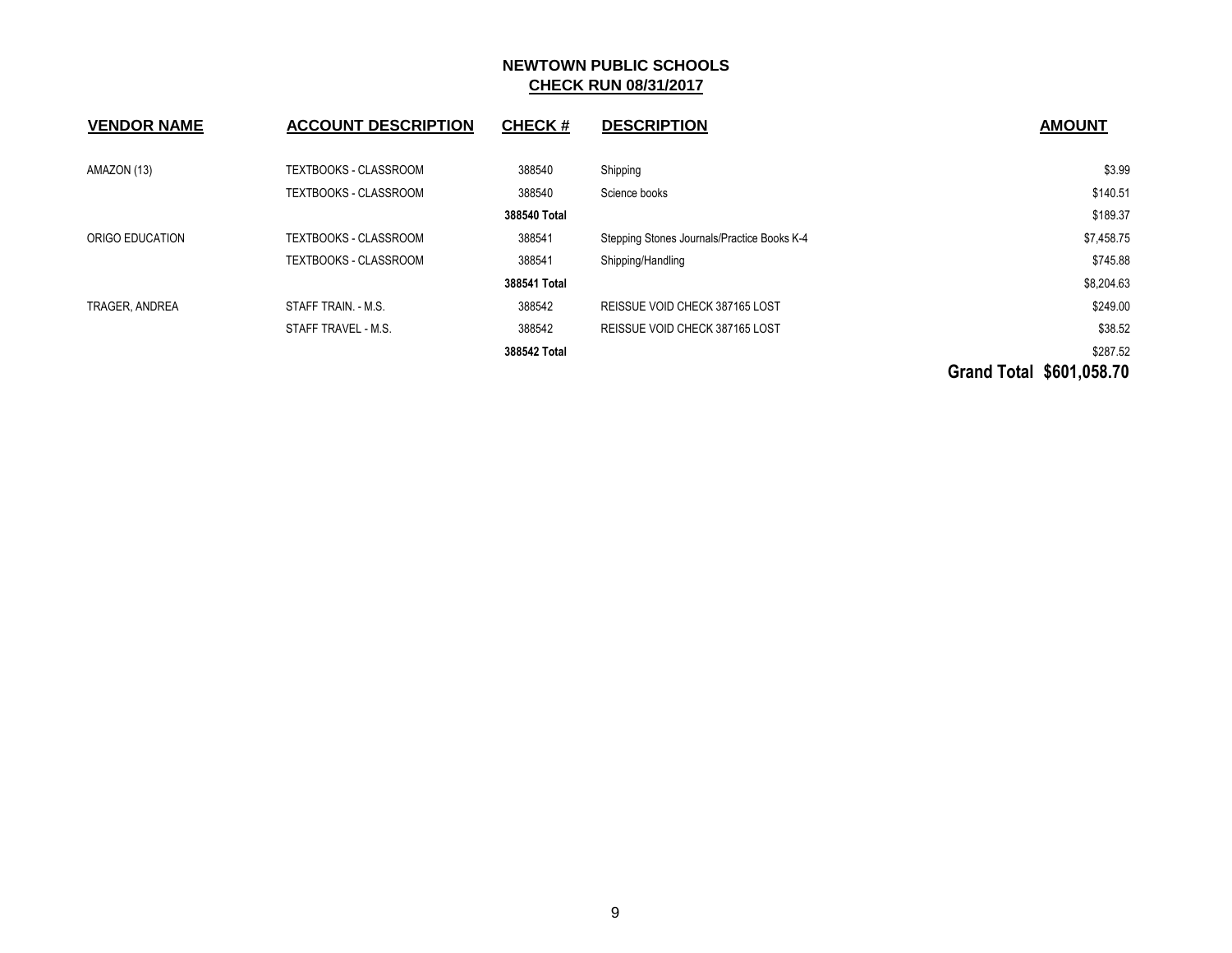**NEWTOWN PUBLIC SCHOOLS**

**CHECK RUN 08/31/2017**

| VENDOR NAME | ACCOUNT DESCRIPTION | CHECK # | DESCRIPTION | AMOUNT |
|---|---|---|---|---|
| AMAZON (13) | TEXTBOOKS - CLASSROOM | 388540 | Shipping | $3.99 |
| | TEXTBOOKS - CLASSROOM | 388540 | Science books | $140.51 |
| | | **388540 Total** | | $189.37 |
| ORIGO EDUCATION | TEXTBOOKS - CLASSROOM | 388541 | Stepping Stones Journals/Practice Books K-4 | $7,458.75 |
| | TEXTBOOKS - CLASSROOM | 388541 | Shipping/Handling | $745.88 |
| | | **388541 Total** | | $8,204.63 |
| TRAGER, ANDREA | STAFF TRAIN. - M.S. | 388542 | REISSUE VOID CHECK 387165 LOST | $249.00 |
| | STAFF TRAVEL - M.S. | 388542 | REISSUE VOID CHECK 387165 LOST | $38.52 |
| | | **388542 Total** | | $287.52 |
| | | | **Grand Total** | **$601,058.70** |